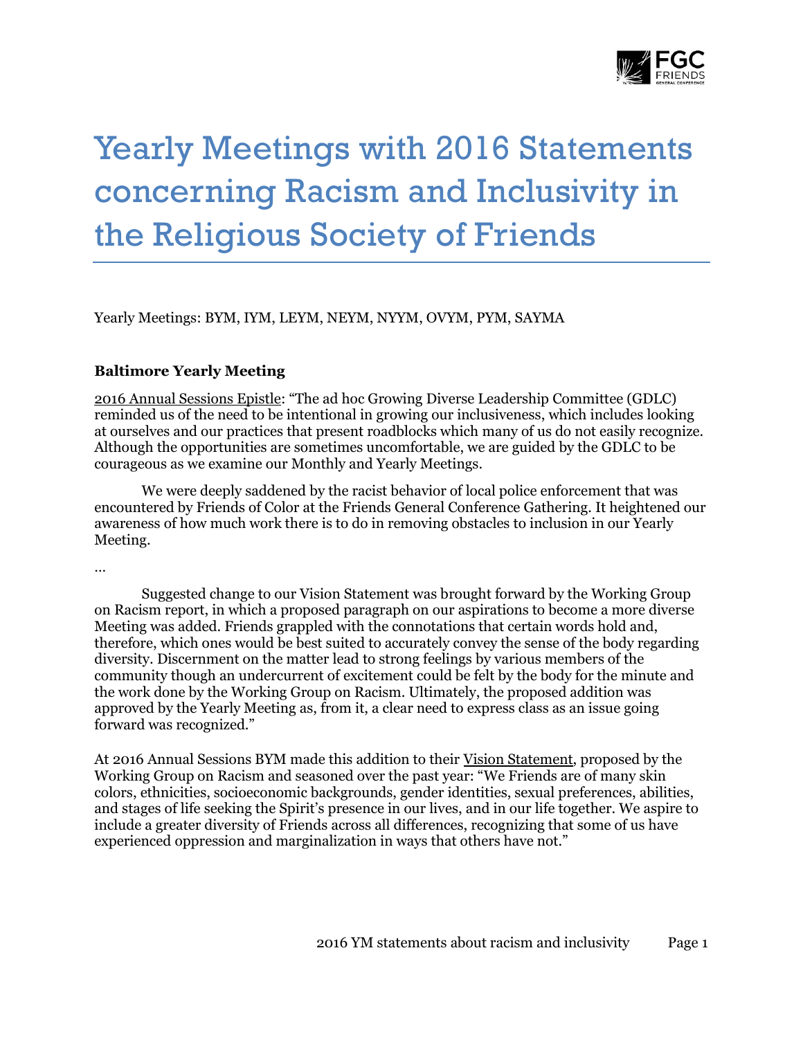# Yearly Meetings with 2016 Statements concerning Racism and Inclusivity in the Religious Society of Friends

Yearly Meetings: BYM, IYM, LEYM, NEYM, NYYM, OVYM, PYM, SAYMA

**Baltimore Yearly Meeting**

2016 Annual Sessions Epistle: "The ad hoc Growing Diverse Leadership Committee (GDLC) reminded us of the need to be intentional in growing our inclusiveness, which includes looking at ourselves and our practices that present roadblocks which many of us do not easily recognize. Although the opportunities are sometimes uncomfortable, we are guided by the GDLC to be courageous as we examine our Monthly and Yearly Meetings.

We were deeply saddened by the racist behavior of local police enforcement that was encountered by Friends of Color at the Friends General Conference Gathering. It heightened our awareness of how much work there is to do in removing obstacles to inclusion in our Yearly Meeting.

…

Suggested change to our Vision Statement was brought forward by the Working Group on Racism report, in which a proposed paragraph on our aspirations to become a more diverse Meeting was added. Friends grappled with the connotations that certain words hold and, therefore, which ones would be best suited to accurately convey the sense of the body regarding diversity. Discernment on the matter lead to strong feelings by various members of the community though an undercurrent of excitement could be felt by the body for the minute and the work done by the Working Group on Racism. Ultimately, the proposed addition was approved by the Yearly Meeting as, from it, a clear need to express class as an issue going forward was recognized."

At 2016 Annual Sessions BYM made this addition to their Vision Statement, proposed by the Working Group on Racism and seasoned over the past year: "We Friends are of many skin colors, ethnicities, socioeconomic backgrounds, gender identities, sexual preferences, abilities, and stages of life seeking the Spirit's presence in our lives, and in our life together. We aspire to include a greater diversity of Friends across all differences, recognizing that some of us have experienced oppression and marginalization in ways that others have not."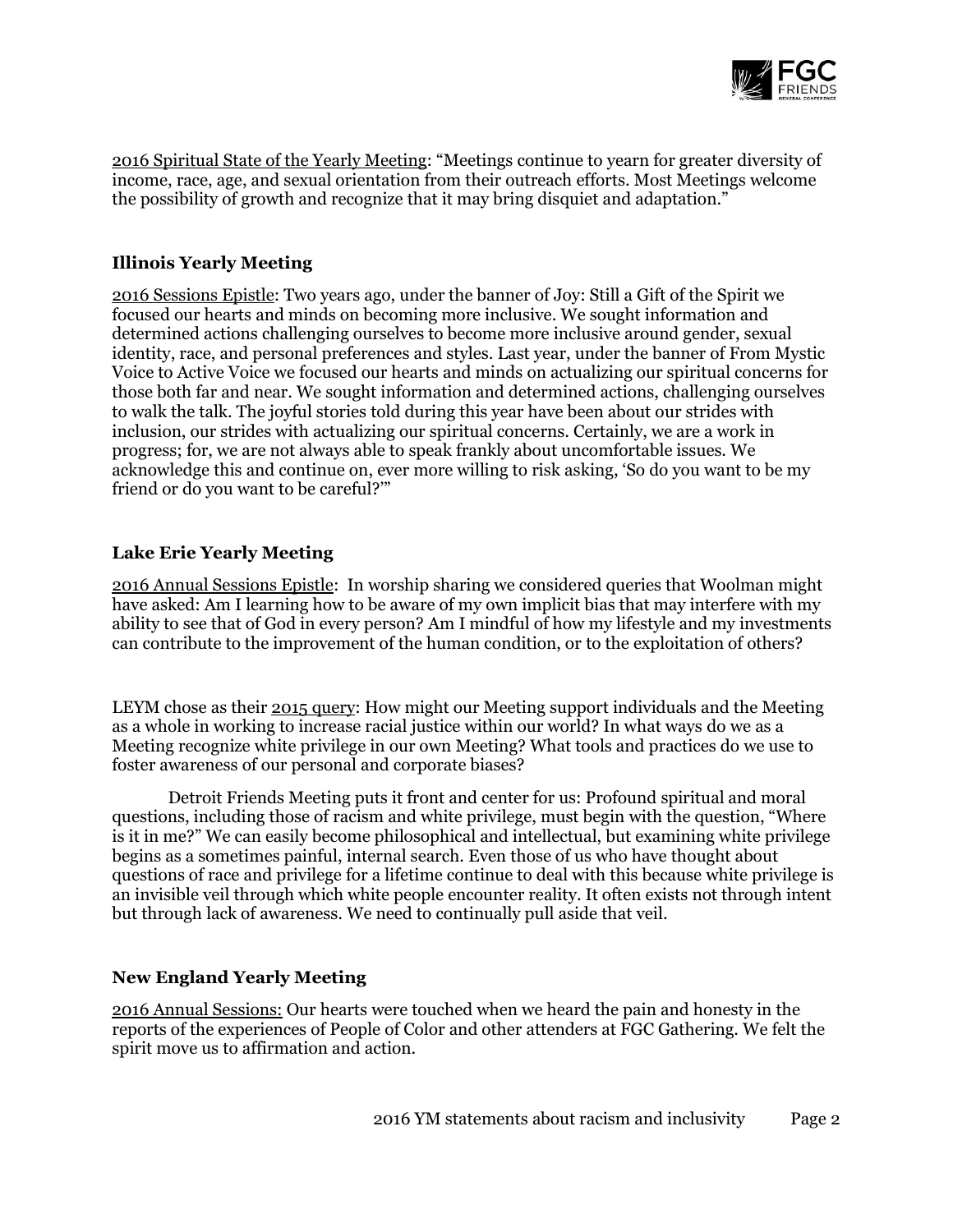2016 Spiritual State of the Yearly Meeting: "Meetings continue to yearn for greater diversity of income, race, age, and sexual orientation from their outreach efforts. Most Meetings welcome the possibility of growth and recognize that it may bring disquiet and adaptation."

### Illinois Yearly Meeting

2016 Sessions Epistle: Two years ago, under the banner of Joy: Still a Gift of the Spirit we focused our hearts and minds on becoming more inclusive. We sought information and determined actions challenging ourselves to become more inclusive around gender, sexual identity, race, and personal preferences and styles. Last year, under the banner of From Mystic Voice to Active Voice we focused our hearts and minds on actualizing our spiritual concerns for those both far and near. We sought information and determined actions, challenging ourselves to walk the talk. The joyful stories told during this year have been about our strides with inclusion, our strides with actualizing our spiritual concerns. Certainly, we are a work in progress; for, we are not always able to speak frankly about uncomfortable issues. We acknowledge this and continue on, ever more willing to risk asking, 'So do you want to be my friend or do you want to be careful?'"

### Lake Erie Yearly Meeting

2016 Annual Sessions Epistle: In worship sharing we considered queries that Woolman might have asked: Am I learning how to be aware of my own implicit bias that may interfere with my ability to see that of God in every person? Am I mindful of how my lifestyle and my investments can contribute to the improvement of the human condition, or to the exploitation of others?

LEYM chose as their 2015 query: How might our Meeting support individuals and the Meeting as a whole in working to increase racial justice within our world? In what ways do we as a Meeting recognize white privilege in our own Meeting? What tools and practices do we use to foster awareness of our personal and corporate biases?

Detroit Friends Meeting puts it front and center for us: Profound spiritual and moral questions, including those of racism and white privilege, must begin with the question, "Where is it in me?" We can easily become philosophical and intellectual, but examining white privilege begins as a sometimes painful, internal search. Even those of us who have thought about questions of race and privilege for a lifetime continue to deal with this because white privilege is an invisible veil through which white people encounter reality. It often exists not through intent but through lack of awareness. We need to continually pull aside that veil.

### New England Yearly Meeting

2016 Annual Sessions: Our hearts were touched when we heard the pain and honesty in the reports of the experiences of People of Color and other attenders at FGC Gathering. We felt the spirit move us to affirmation and action.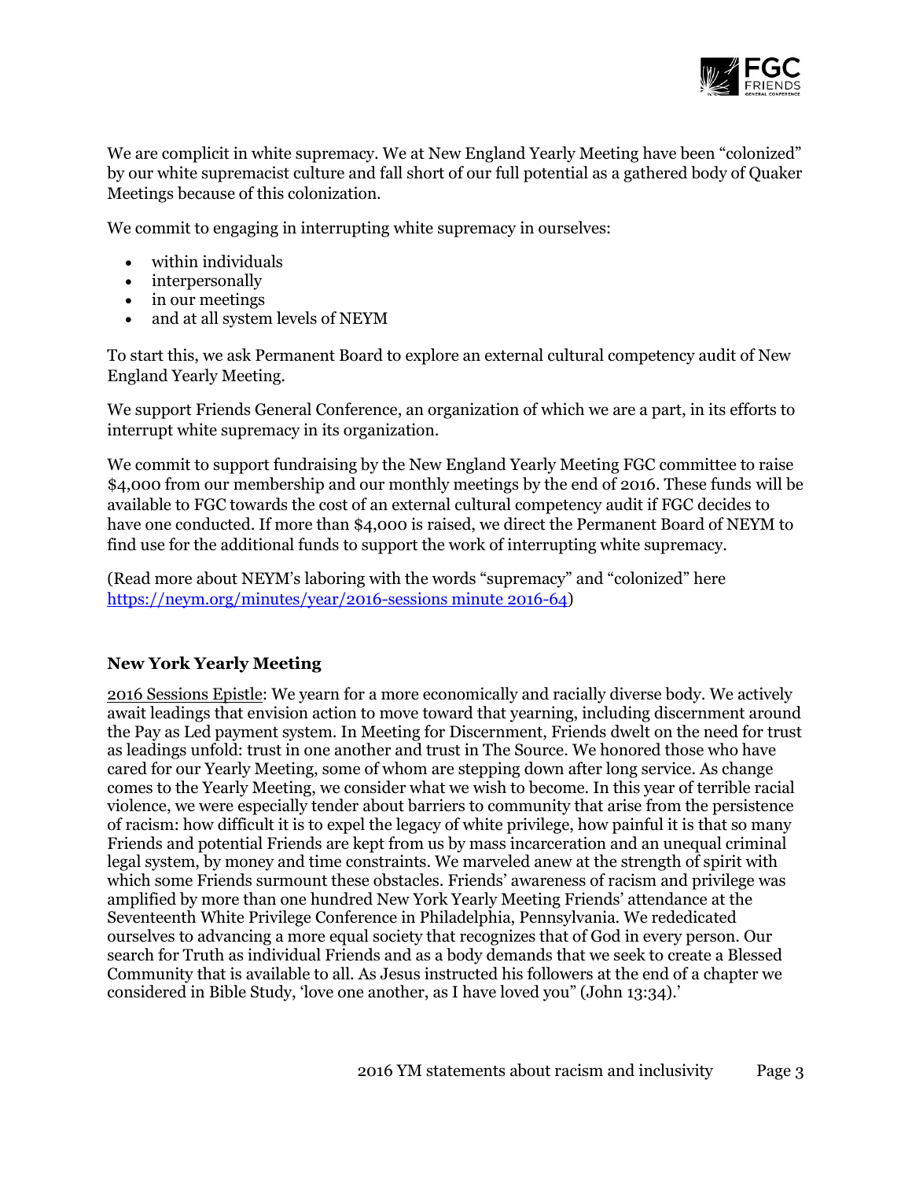We are complicit in white supremacy. We at New England Yearly Meeting have been "colonized" by our white supremacist culture and fall short of our full potential as a gathered body of Quaker Meetings because of this colonization.

We commit to engaging in interrupting white supremacy in ourselves:

- within individuals
- interpersonally
- in our meetings
- and at all system levels of NEYM

To start this, we ask Permanent Board to explore an external cultural competency audit of New England Yearly Meeting.

We support Friends General Conference, an organization of which we are a part, in its efforts to interrupt white supremacy in its organization.

We commit to support fundraising by the New England Yearly Meeting FGC committee to raise $4,000 from our membership and our monthly meetings by the end of 2016. These funds will be available to FGC towards the cost of an external cultural competency audit if FGC decides to have one conducted. If more than $4,000 is raised, we direct the Permanent Board of NEYM to find use for the additional funds to support the work of interrupting white supremacy.

(Read more about NEYM's laboring with the words "supremacy" and "colonized" here https://neym.org/minutes/year/2016-sessions minute 2016-64)

### New York Yearly Meeting

2016 Sessions Epistle: We yearn for a more economically and racially diverse body. We actively await leadings that envision action to move toward that yearning, including discernment around the Pay as Led payment system. In Meeting for Discernment, Friends dwelt on the need for trust as leadings unfold: trust in one another and trust in The Source. We honored those who have cared for our Yearly Meeting, some of whom are stepping down after long service. As change comes to the Yearly Meeting, we consider what we wish to become. In this year of terrible racial violence, we were especially tender about barriers to community that arise from the persistence of racism: how difficult it is to expel the legacy of white privilege, how painful it is that so many Friends and potential Friends are kept from us by mass incarceration and an unequal criminal legal system, by money and time constraints. We marveled anew at the strength of spirit with which some Friends surmount these obstacles. Friends' awareness of racism and privilege was amplified by more than one hundred New York Yearly Meeting Friends' attendance at the Seventeenth White Privilege Conference in Philadelphia, Pennsylvania. We rededicated ourselves to advancing a more equal society that recognizes that of God in every person. Our search for Truth as individual Friends and as a body demands that we seek to create a Blessed Community that is available to all. As Jesus instructed his followers at the end of a chapter we considered in Bible Study, 'love one another, as I have loved you" (John 13:34).'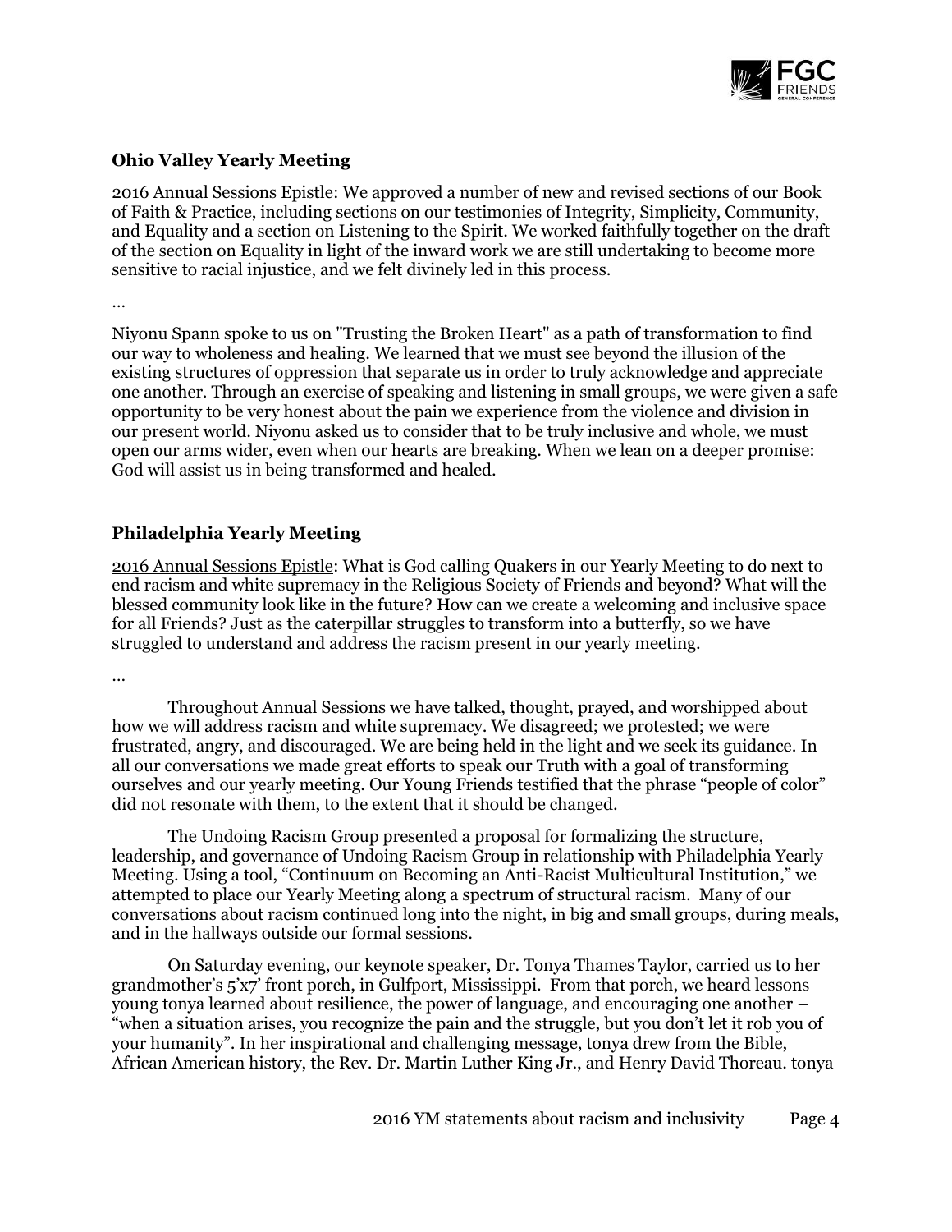### Ohio Valley Yearly Meeting

2016 Annual Sessions Epistle: We approved a number of new and revised sections of our Book of Faith & Practice, including sections on our testimonies of Integrity, Simplicity, Community, and Equality and a section on Listening to the Spirit. We worked faithfully together on the draft of the section on Equality in light of the inward work we are still undertaking to become more sensitive to racial injustice, and we felt divinely led in this process.

…

Niyonu Spann spoke to us on "Trusting the Broken Heart" as a path of transformation to find our way to wholeness and healing. We learned that we must see beyond the illusion of the existing structures of oppression that separate us in order to truly acknowledge and appreciate one another. Through an exercise of speaking and listening in small groups, we were given a safe opportunity to be very honest about the pain we experience from the violence and division in our present world. Niyonu asked us to consider that to be truly inclusive and whole, we must open our arms wider, even when our hearts are breaking. When we lean on a deeper promise: God will assist us in being transformed and healed.

### Philadelphia Yearly Meeting

2016 Annual Sessions Epistle: What is God calling Quakers in our Yearly Meeting to do next to end racism and white supremacy in the Religious Society of Friends and beyond? What will the blessed community look like in the future? How can we create a welcoming and inclusive space for all Friends? Just as the caterpillar struggles to transform into a butterfly, so we have struggled to understand and address the racism present in our yearly meeting.

…

Throughout Annual Sessions we have talked, thought, prayed, and worshipped about how we will address racism and white supremacy. We disagreed; we protested; we were frustrated, angry, and discouraged. We are being held in the light and we seek its guidance. In all our conversations we made great efforts to speak our Truth with a goal of transforming ourselves and our yearly meeting. Our Young Friends testified that the phrase "people of color" did not resonate with them, to the extent that it should be changed.

The Undoing Racism Group presented a proposal for formalizing the structure, leadership, and governance of Undoing Racism Group in relationship with Philadelphia Yearly Meeting. Using a tool, "Continuum on Becoming an Anti-Racist Multicultural Institution," we attempted to place our Yearly Meeting along a spectrum of structural racism. Many of our conversations about racism continued long into the night, in big and small groups, during meals, and in the hallways outside our formal sessions.

On Saturday evening, our keynote speaker, Dr. Tonya Thames Taylor, carried us to her grandmother's 5'x7' front porch, in Gulfport, Mississippi. From that porch, we heard lessons young tonya learned about resilience, the power of language, and encouraging one another – "when a situation arises, you recognize the pain and the struggle, but you don't let it rob you of your humanity". In her inspirational and challenging message, tonya drew from the Bible, African American history, the Rev. Dr. Martin Luther King Jr., and Henry David Thoreau. tonya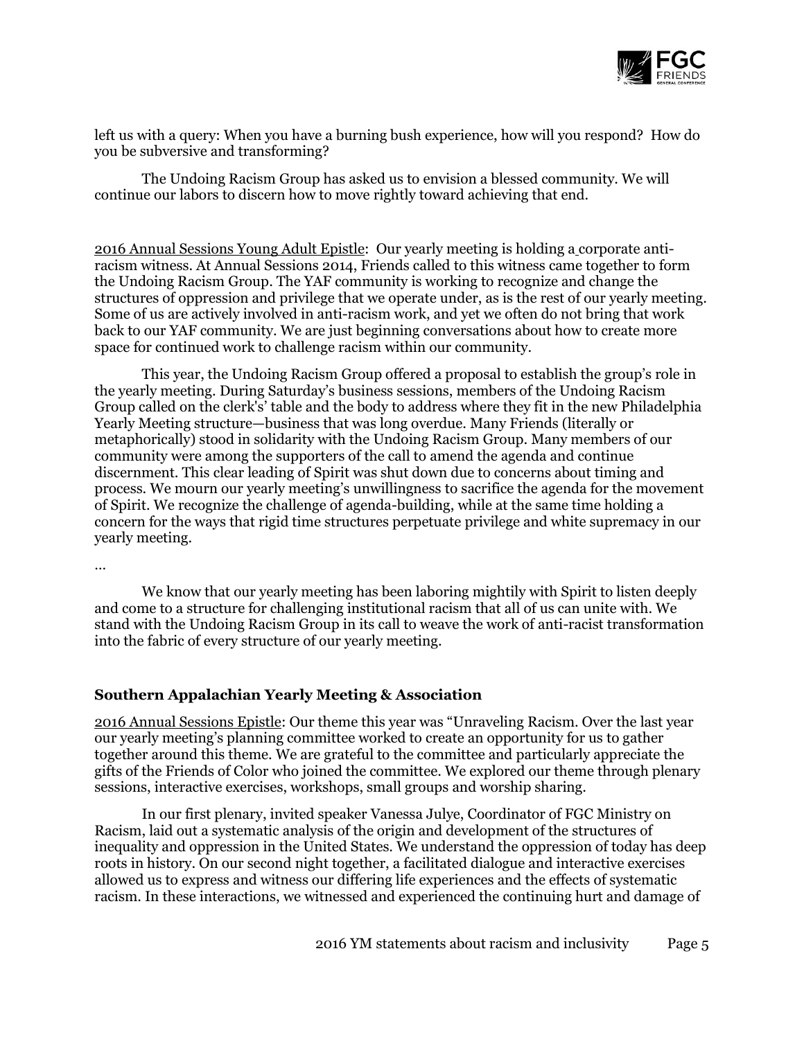left us with a query: When you have a burning bush experience, how will you respond? How do you be subversive and transforming?

The Undoing Racism Group has asked us to envision a blessed community. We will continue our labors to discern how to move rightly toward achieving that end.

2016 Annual Sessions Young Adult Epistle: Our yearly meeting is holding a corporate anti-racism witness. At Annual Sessions 2014, Friends called to this witness came together to form the Undoing Racism Group. The YAF community is working to recognize and change the structures of oppression and privilege that we operate under, as is the rest of our yearly meeting. Some of us are actively involved in anti-racism work, and yet we often do not bring that work back to our YAF community. We are just beginning conversations about how to create more space for continued work to challenge racism within our community.

This year, the Undoing Racism Group offered a proposal to establish the group's role in the yearly meeting. During Saturday's business sessions, members of the Undoing Racism Group called on the clerk's' table and the body to address where they fit in the new Philadelphia Yearly Meeting structure—business that was long overdue. Many Friends (literally or metaphorically) stood in solidarity with the Undoing Racism Group. Many members of our community were among the supporters of the call to amend the agenda and continue discernment. This clear leading of Spirit was shut down due to concerns about timing and process. We mourn our yearly meeting's unwillingness to sacrifice the agenda for the movement of Spirit. We recognize the challenge of agenda-building, while at the same time holding a concern for the ways that rigid time structures perpetuate privilege and white supremacy in our yearly meeting.

…

We know that our yearly meeting has been laboring mightily with Spirit to listen deeply and come to a structure for challenging institutional racism that all of us can unite with. We stand with the Undoing Racism Group in its call to weave the work of anti-racist transformation into the fabric of every structure of our yearly meeting.

### Southern Appalachian Yearly Meeting & Association

2016 Annual Sessions Epistle: Our theme this year was "Unraveling Racism. Over the last year our yearly meeting's planning committee worked to create an opportunity for us to gather together around this theme. We are grateful to the committee and particularly appreciate the gifts of the Friends of Color who joined the committee. We explored our theme through plenary sessions, interactive exercises, workshops, small groups and worship sharing.

In our first plenary, invited speaker Vanessa Julye, Coordinator of FGC Ministry on Racism, laid out a systematic analysis of the origin and development of the structures of inequality and oppression in the United States. We understand the oppression of today has deep roots in history. On our second night together, a facilitated dialogue and interactive exercises allowed us to express and witness our differing life experiences and the effects of systematic racism. In these interactions, we witnessed and experienced the continuing hurt and damage of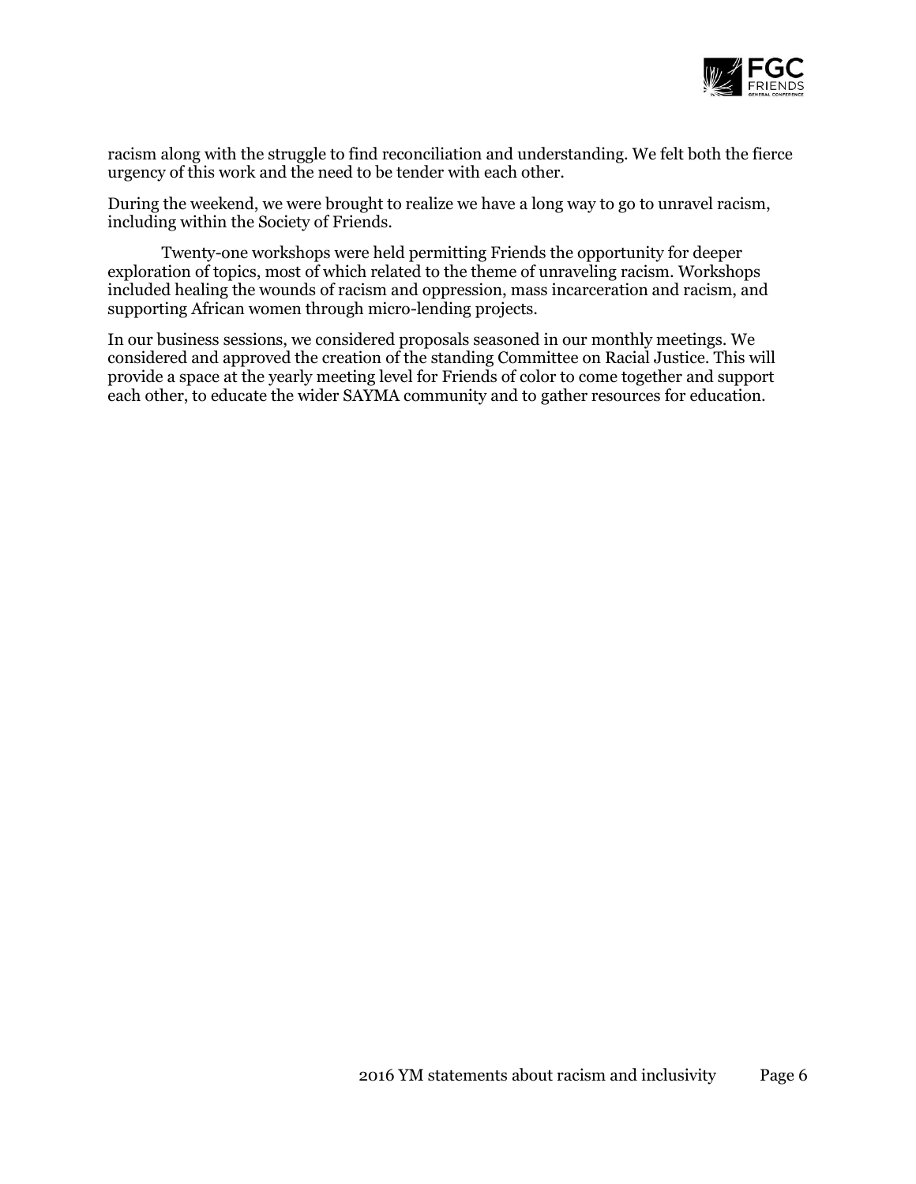racism along with the struggle to find reconciliation and understanding. We felt both the fierce urgency of this work and the need to be tender with each other.

During the weekend, we were brought to realize we have a long way to go to unravel racism, including within the Society of Friends.

Twenty-one workshops were held permitting Friends the opportunity for deeper exploration of topics, most of which related to the theme of unraveling racism. Workshops included healing the wounds of racism and oppression, mass incarceration and racism, and supporting African women through micro-lending projects.

In our business sessions, we considered proposals seasoned in our monthly meetings. We considered and approved the creation of the standing Committee on Racial Justice. This will provide a space at the yearly meeting level for Friends of color to come together and support each other, to educate the wider SAYMA community and to gather resources for education.